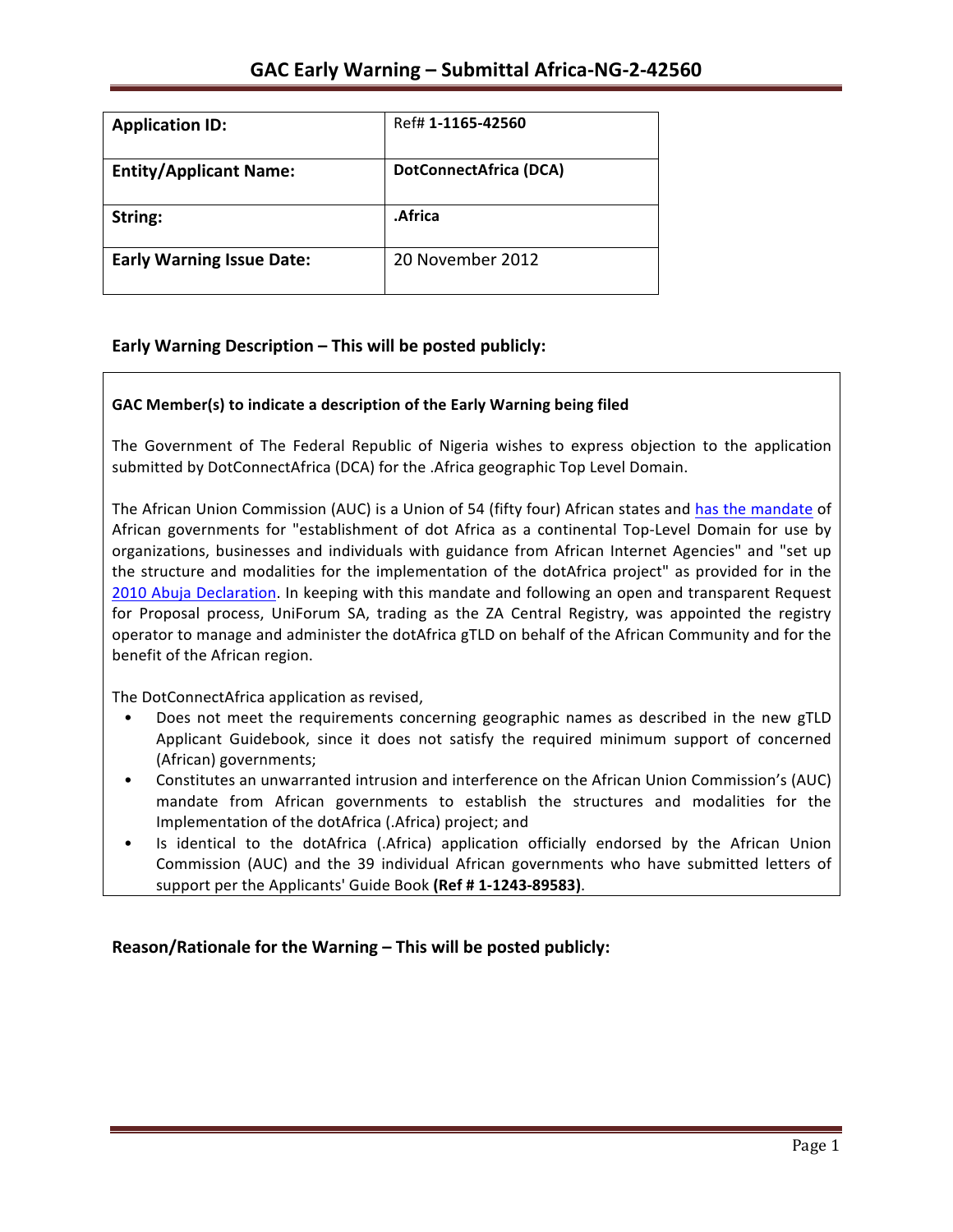# GAC Early Warning – Submittal Africa-NG-2-42560

| **Application ID:** | Ref# **1-1165-42560** |
|---|---|
| **Entity/Applicant Name:** | **DotConnectAfrica (DCA)** |
| **String:** | **.Africa** |
| **Early Warning Issue Date:** | 20 November 2012 |

## Early Warning Description – This will be posted publicly:

**GAC Member(s) to indicate a description of the Early Warning being filed**

The Government of The Federal Republic of Nigeria wishes to express objection to the application submitted by DotConnectAfrica (DCA) for the .Africa geographic Top Level Domain.

The African Union Commission (AUC) is a Union of 54 (fifty four) African states and has the mandate of African governments for "establishment of dot Africa as a continental Top-Level Domain for use by organizations, businesses and individuals with guidance from African Internet Agencies" and "set up the structure and modalities for the implementation of the dotAfrica project" as provided for in the 2010 Abuja Declaration. In keeping with this mandate and following an open and transparent Request for Proposal process, UniForum SA, trading as the ZA Central Registry, was appointed the registry operator to manage and administer the dotAfrica gTLD on behalf of the African Community and for the benefit of the African region.

The DotConnectAfrica application as revised,

- Does not meet the requirements concerning geographic names as described in the new gTLD Applicant Guidebook, since it does not satisfy the required minimum support of concerned (African) governments;
- Constitutes an unwarranted intrusion and interference on the African Union Commission's (AUC) mandate from African governments to establish the structures and modalities for the Implementation of the dotAfrica (.Africa) project; and
- Is identical to the dotAfrica (.Africa) application officially endorsed by the African Union Commission (AUC) and the 39 individual African governments who have submitted letters of support per the Applicants' Guide Book **(Ref # 1-1243-89583)**.

## Reason/Rationale for the Warning – This will be posted publicly: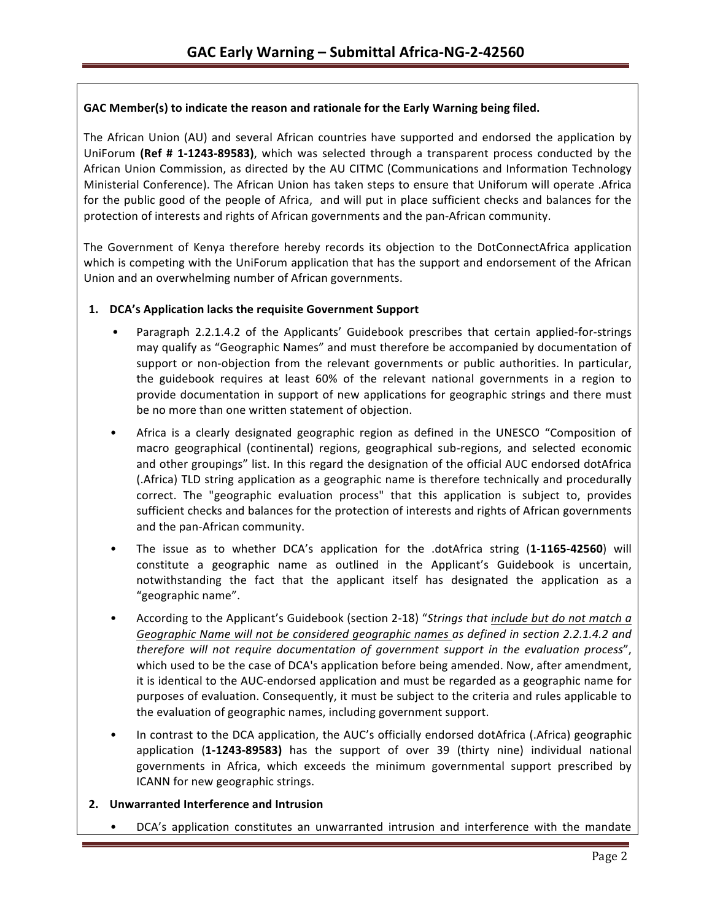**GAC Member(s) to indicate the reason and rationale for the Early Warning being filed.**

The African Union (AU) and several African countries have supported and endorsed the application by UniForum **(Ref # 1-1243-89583)**, which was selected through a transparent process conducted by the African Union Commission, as directed by the AU CITMC (Communications and Information Technology Ministerial Conference). The African Union has taken steps to ensure that Uniforum will operate .Africa for the public good of the people of Africa, and will put in place sufficient checks and balances for the protection of interests and rights of African governments and the pan-African community.

The Government of Kenya therefore hereby records its objection to the DotConnectAfrica application which is competing with the UniForum application that has the support and endorsement of the African Union and an overwhelming number of African governments.

1. **DCA's Application lacks the requisite Government Support**
   - Paragraph 2.2.1.4.2 of the Applicants' Guidebook prescribes that certain applied-for-strings may qualify as "Geographic Names" and must therefore be accompanied by documentation of support or non-objection from the relevant governments or public authorities. In particular, the guidebook requires at least 60% of the relevant national governments in a region to provide documentation in support of new applications for geographic strings and there must be no more than one written statement of objection.
   - Africa is a clearly designated geographic region as defined in the UNESCO "Composition of macro geographical (continental) regions, geographical sub-regions, and selected economic and other groupings" list. In this regard the designation of the official AUC endorsed dotAfrica (.Africa) TLD string application as a geographic name is therefore technically and procedurally correct. The "geographic evaluation process" that this application is subject to, provides sufficient checks and balances for the protection of interests and rights of African governments and the pan-African community.
   - The issue as to whether DCA's application for the .dotAfrica string (**1-1165-42560**) will constitute a geographic name as outlined in the Applicant's Guidebook is uncertain, notwithstanding the fact that the applicant itself has designated the application as a "geographic name".
   - According to the Applicant's Guidebook (section 2-18) "*Strings that include but do not match a Geographic Name will not be considered geographic names as defined in section 2.2.1.4.2 and therefore will not require documentation of government support in the evaluation process*", which used to be the case of DCA's application before being amended. Now, after amendment, it is identical to the AUC-endorsed application and must be regarded as a geographic name for purposes of evaluation. Consequently, it must be subject to the criteria and rules applicable to the evaluation of geographic names, including government support.
   - In contrast to the DCA application, the AUC's officially endorsed dotAfrica (.Africa) geographic application (**1-1243-89583)** has the support of over 39 (thirty nine) individual national governments in Africa, which exceeds the minimum governmental support prescribed by ICANN for new geographic strings.
2. **Unwarranted Interference and Intrusion**
   - DCA's application constitutes an unwarranted intrusion and interference with the mandate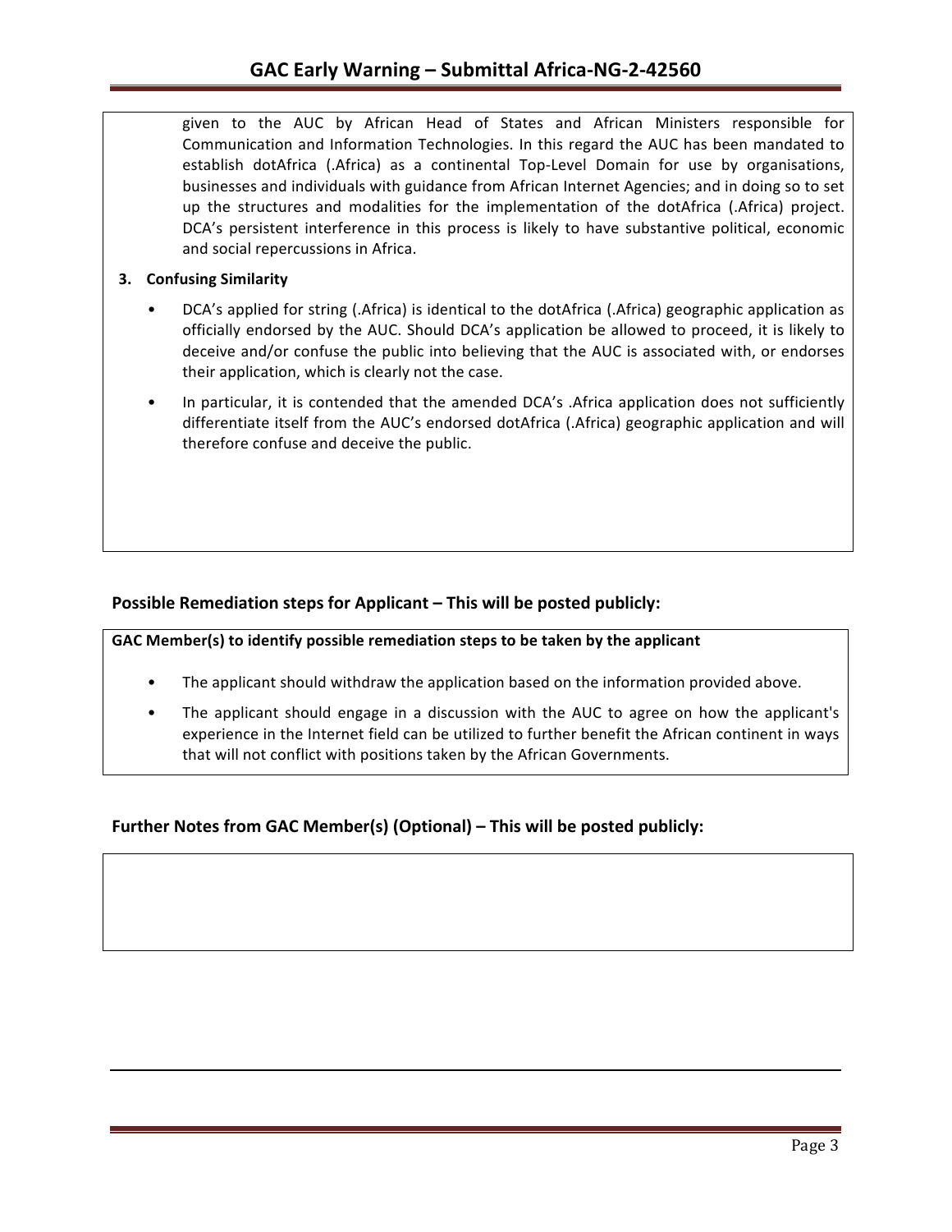given to the AUC by African Head of States and African Ministers responsible for Communication and Information Technologies. In this regard the AUC has been mandated to establish dotAfrica (.Africa) as a continental Top-Level Domain for use by organisations, businesses and individuals with guidance from African Internet Agencies; and in doing so to set up the structures and modalities for the implementation of the dotAfrica (.Africa) project. DCA's persistent interference in this process is likely to have substantive political, economic and social repercussions in Africa.

**3. Confusing Similarity**

- DCA's applied for string (.Africa) is identical to the dotAfrica (.Africa) geographic application as officially endorsed by the AUC. Should DCA's application be allowed to proceed, it is likely to deceive and/or confuse the public into believing that the AUC is associated with, or endorses their application, which is clearly not the case.
- In particular, it is contended that the amended DCA's .Africa application does not sufficiently differentiate itself from the AUC's endorsed dotAfrica (.Africa) geographic application and will therefore confuse and deceive the public.

## Possible Remediation steps for Applicant – This will be posted publicly:

**GAC Member(s) to identify possible remediation steps to be taken by the applicant**

- The applicant should withdraw the application based on the information provided above.
- The applicant should engage in a discussion with the AUC to agree on how the applicant's experience in the Internet field can be utilized to further benefit the African continent in ways that will not conflict with positions taken by the African Governments.

## Further Notes from GAC Member(s) (Optional) – This will be posted publicly: